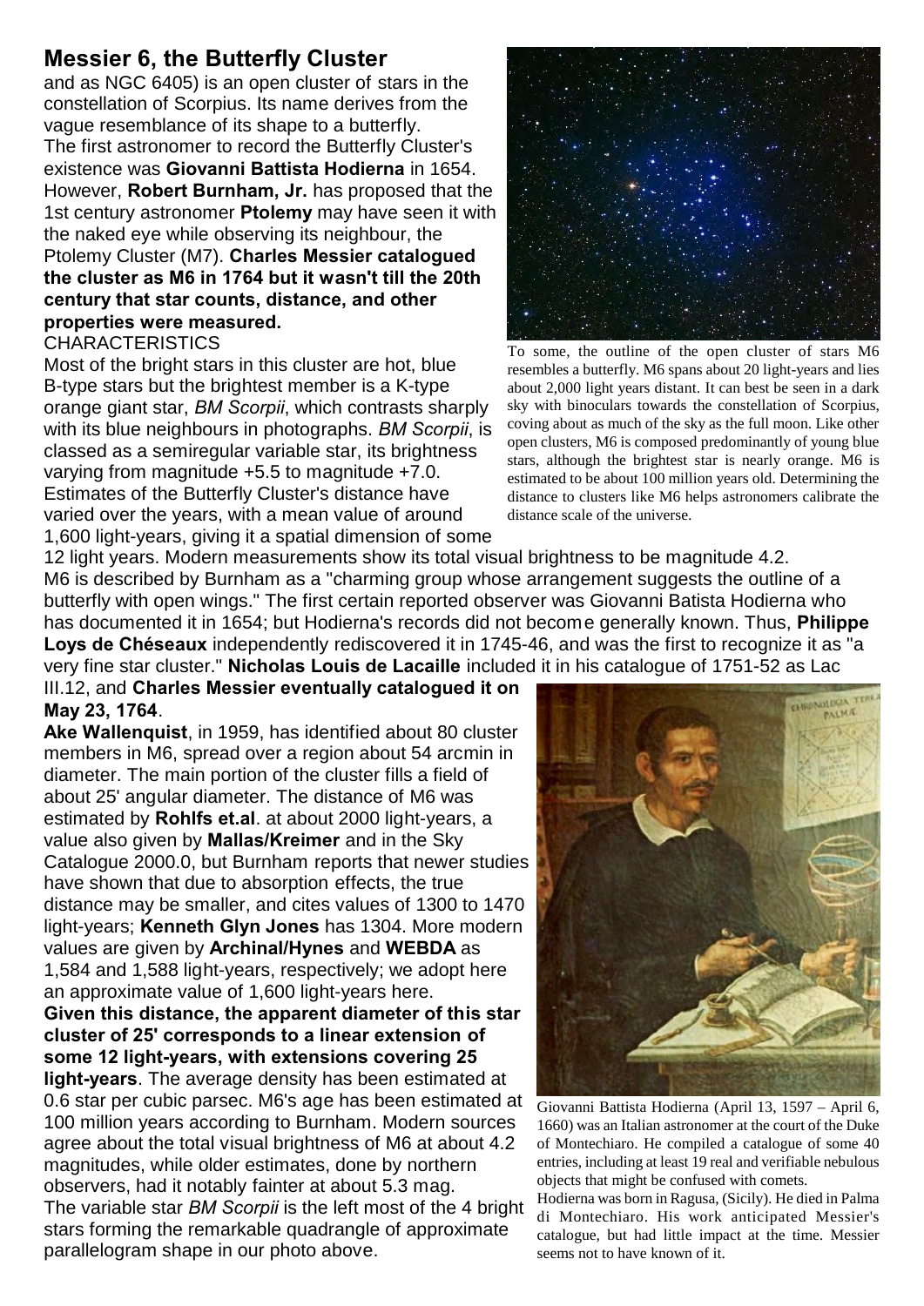## Messier 6, the Butterfly Cluster

and as NGC 6405) is an open cluster of stars in the constellation of Scorpius. Its name derives from the vague resemblance of its shape to a butterfly.

The first astronomer to record the Butterfly Cluster's existence was **Giovanni Battista Hodierna** in 1654. However, **Robert Burnham, Jr.** has proposed that the 1st century astronomer **Ptolemy** may have seen it with the naked eye while observing its neighbour, the Ptolemy Cluster (M7). **Charles Messier catalogued the cluster as M6 in 1764 but it wasn't till the 20th century that star counts, distance, and other properties were measured.**

CHARACTERISTICS

Most of the bright stars in this cluster are hot, blue B-type stars but the brightest member is a K-type orange giant star, *BM Scorpii*, which contrasts sharply with its blue neighbours in photographs. *BM Scorpii*, is classed as a semiregular variable star, its brightness varying from magnitude +5.5 to magnitude +7.0. Estimates of the Butterfly Cluster's distance have varied over the years, with a mean value of around 1,600 light-years, giving it a spatial dimension of some 12 light years. Modern measurements show its total visual brightness to be magnitude 4.2.

To some, the outline of the open cluster of stars M6 resembles a butterfly. M6 spans about 20 light-years and lies about 2,000 light years distant. It can best be seen in a dark sky with binoculars towards the constellation of Scorpius, coving about as much of the sky as the full moon. Like other open clusters, M6 is composed predominantly of young blue stars, although the brightest star is nearly orange. M6 is estimated to be about 100 million years old. Determining the distance to clusters like M6 helps astronomers calibrate the distance scale of the universe.

M6 is described by Burnham as a "charming group whose arrangement suggests the outline of a butterfly with open wings." The first certain reported observer was Giovanni Batista Hodierna who has documented it in 1654; but Hodierna's records did not become generally known. Thus, **Philippe Loys de Chéseaux** independently rediscovered it in 1745-46, and was the first to recognize it as "a very fine star cluster." **Nicholas Louis de Lacaille** included it in his catalogue of 1751-52 as Lac III.12, and **Charles Messier eventually catalogued it on May 23, 1764**.

**Ake Wallenquist**, in 1959, has identified about 80 cluster members in M6, spread over a region about 54 arcmin in diameter. The main portion of the cluster fills a field of about 25' angular diameter. The distance of M6 was estimated by **Rohlfs et.al**. at about 2000 light-years, a value also given by **Mallas/Kreimer** and in the Sky Catalogue 2000.0, but Burnham reports that newer studies have shown that due to absorption effects, the true distance may be smaller, and cites values of 1300 to 1470 light-years; **Kenneth Glyn Jones** has 1304. More modern values are given by **Archinal/Hynes** and **WEBDA** as 1,584 and 1,588 light-years, respectively; we adopt here an approximate value of 1,600 light-years here.

**Given this distance, the apparent diameter of this star cluster of 25' corresponds to a linear extension of some 12 light-years, with extensions covering 25 light-years**. The average density has been estimated at 0.6 star per cubic parsec. M6's age has been estimated at 100 million years according to Burnham. Modern sources agree about the total visual brightness of M6 at about 4.2 magnitudes, while older estimates, done by northern observers, had it notably fainter at about 5.3 mag.

The variable star *BM Scorpii* is the left most of the 4 bright stars forming the remarkable quadrangle of approximate parallelogram shape in our photo above.

Giovanni Battista Hodierna (April 13, 1597 – April 6, 1660) was an Italian astronomer at the court of the Duke of Montechiaro. He compiled a catalogue of some 40 entries, including at least 19 real and verifiable nebulous objects that might be confused with comets.

Hodierna was born in Ragusa, (Sicily). He died in Palma di Montechiaro. His work anticipated Messier's catalogue, but had little impact at the time. Messier seems not to have known of it.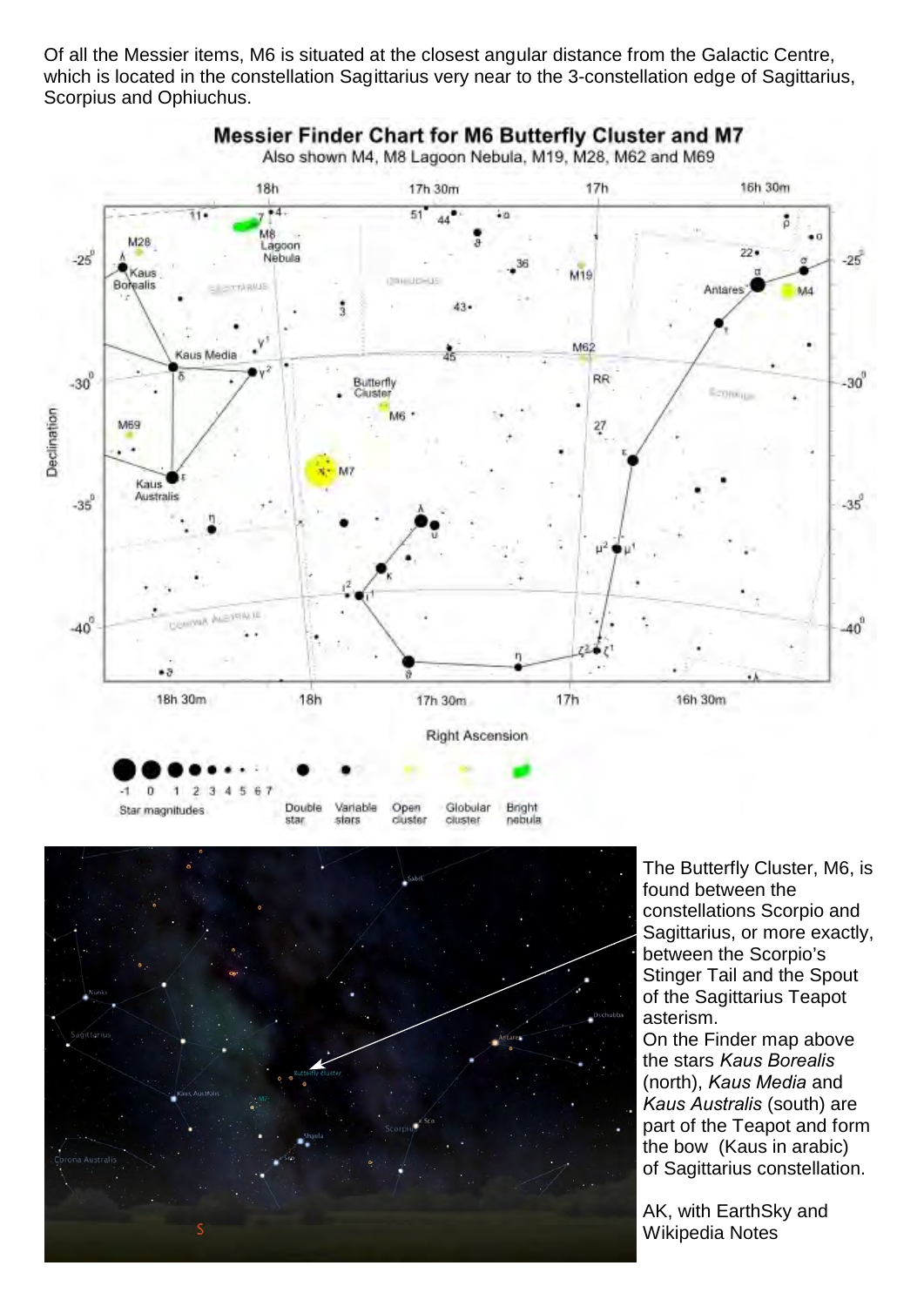Of all the Messier items, M6 is situated at the closest angular distance from the Galactic Centre, which is located in the constellation Sagittarius very near to the 3-constellation edge of Sagittarius, Scorpius and Ophiuchus.

Messier Finder Chart for M6 Butterfly Cluster and M7

Also shown M4, M8 Lagoon Nebula, M19, M28, M62 and M69

18h
17h 30m
17h
16h 30m
18h 30m
Declination
-25°
-30°
-35°
-40°
Right Ascension

M28
Kaus Borealis
M8 Lagoon Nebula
M19
Antares
M4
Kaus Media
M62
RR
Butterfly Cluster
M6
M69
M7
Kaus Australis

-1 0 1 2 3 4 5 6 7
Star magnitudes
Double star
Variable stars
Open cluster
Globular cluster
Bright nebula

The Butterfly Cluster, M6, is found between the constellations Scorpio and Sagittarius, or more exactly, between the Scorpio's Stinger Tail and the Spout of the Sagittarius Teapot asterism.

On the Finder map above the stars *Kaus Borealis* (north), *Kaus Media* and *Kaus Australis* (south) are part of the Teapot and form the bow (Kaus in arabic) of Sagittarius constellation.

AK, with EarthSky and Wikipedia Notes